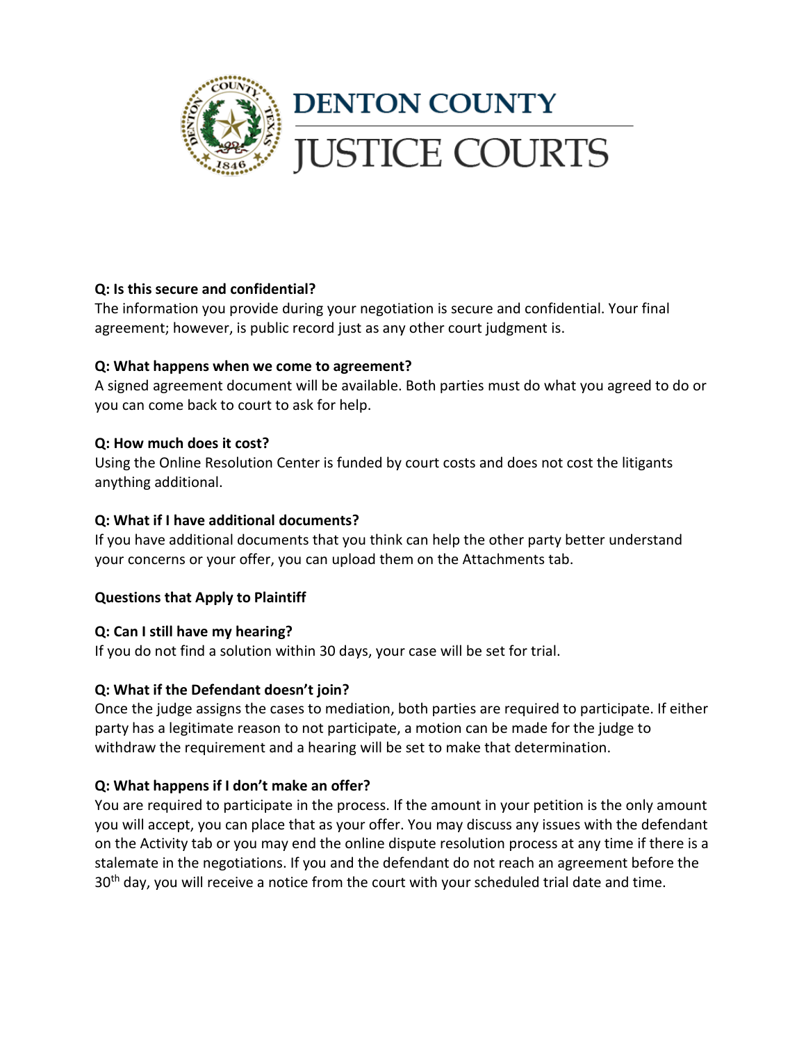# DENTON COUNTY JUSTICE COURTS

**Q: Is this secure and confidential?**
The information you provide during your negotiation is secure and confidential. Your final agreement; however, is public record just as any other court judgment is.

**Q: What happens when we come to agreement?**
A signed agreement document will be available. Both parties must do what you agreed to do or you can come back to court to ask for help.

**Q: How much does it cost?**
Using the Online Resolution Center is funded by court costs and does not cost the litigants anything additional.

**Q: What if I have additional documents?**
If you have additional documents that you think can help the other party better understand your concerns or your offer, you can upload them on the Attachments tab.

**Questions that Apply to Plaintiff**

**Q: Can I still have my hearing?**
If you do not find a solution within 30 days, your case will be set for trial.

**Q: What if the Defendant doesn't join?**
Once the judge assigns the cases to mediation, both parties are required to participate. If either party has a legitimate reason to not participate, a motion can be made for the judge to withdraw the requirement and a hearing will be set to make that determination.

**Q: What happens if I don't make an offer?**
You are required to participate in the process. If the amount in your petition is the only amount you will accept, you can place that as your offer. You may discuss any issues with the defendant on the Activity tab or you may end the online dispute resolution process at any time if there is a stalemate in the negotiations. If you and the defendant do not reach an agreement before the 30th day, you will receive a notice from the court with your scheduled trial date and time.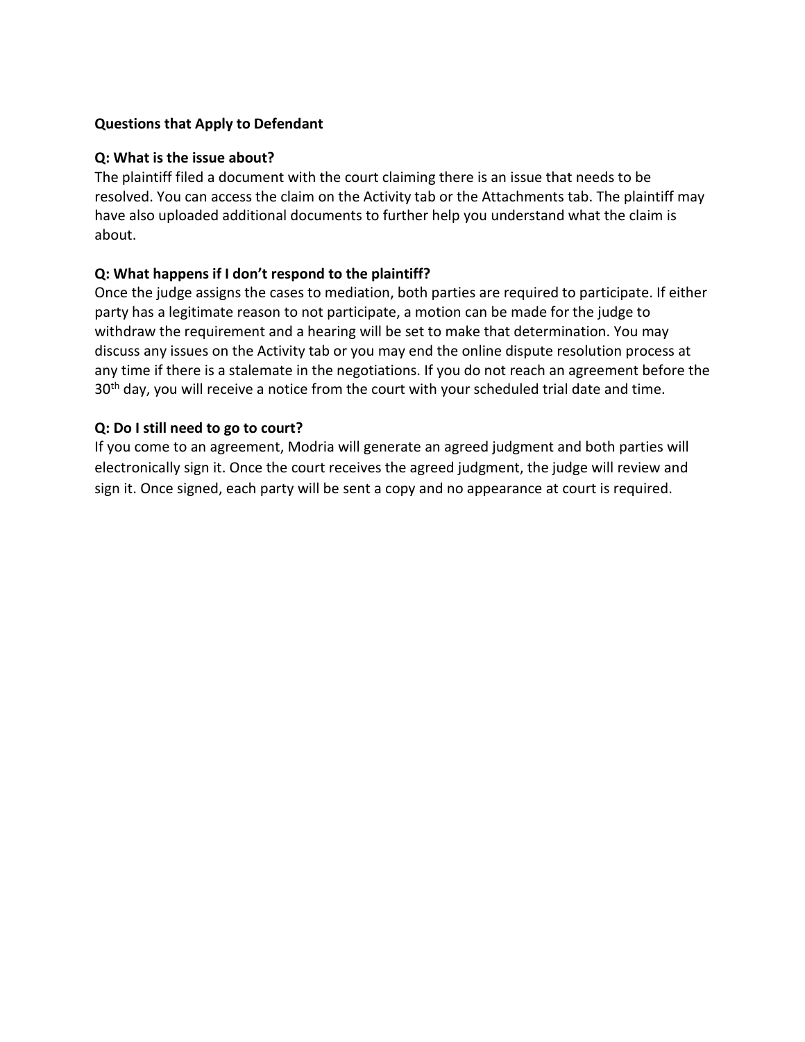**Questions that Apply to Defendant**

**Q: What is the issue about?**

The plaintiff filed a document with the court claiming there is an issue that needs to be resolved. You can access the claim on the Activity tab or the Attachments tab. The plaintiff may have also uploaded additional documents to further help you understand what the claim is about.

**Q: What happens if I don't respond to the plaintiff?**

Once the judge assigns the cases to mediation, both parties are required to participate. If either party has a legitimate reason to not participate, a motion can be made for the judge to withdraw the requirement and a hearing will be set to make that determination. You may discuss any issues on the Activity tab or you may end the online dispute resolution process at any time if there is a stalemate in the negotiations. If you do not reach an agreement before the 30th day, you will receive a notice from the court with your scheduled trial date and time.

**Q: Do I still need to go to court?**

If you come to an agreement, Modria will generate an agreed judgment and both parties will electronically sign it. Once the court receives the agreed judgment, the judge will review and sign it. Once signed, each party will be sent a copy and no appearance at court is required.